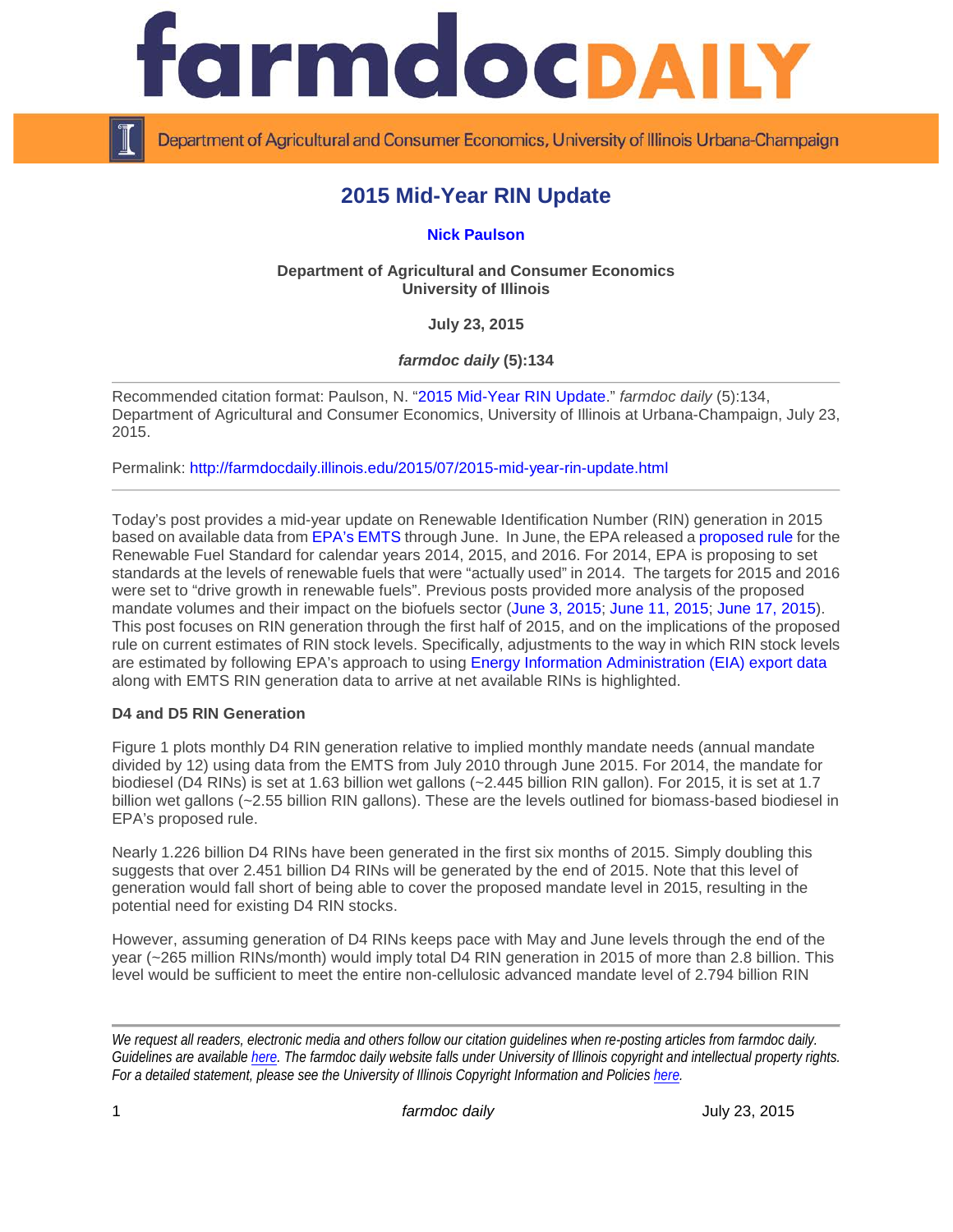# 2015 Mid-Year RIN Update

**Nick Paulson**

**Department of Agricultural and Consumer Economics**
**University of Illinois**

**July 23, 2015**

***farmdoc daily* (5):134**

Recommended citation format: Paulson, N. "2015 Mid-Year RIN Update." *farmdoc daily* (5):134, Department of Agricultural and Consumer Economics, University of Illinois at Urbana-Champaign, July 23, 2015.

Permalink: http://farmdocdaily.illinois.edu/2015/07/2015-mid-year-rin-update.html

---

Today's post provides a mid-year update on Renewable Identification Number (RIN) generation in 2015 based on available data from EPA's EMTS through June. In June, the EPA released a proposed rule for the Renewable Fuel Standard for calendar years 2014, 2015, and 2016. For 2014, EPA is proposing to set standards at the levels of renewable fuels that were "actually used" in 2014. The targets for 2015 and 2016 were set to "drive growth in renewable fuels". Previous posts provided more analysis of the proposed mandate volumes and their impact on the biofuels sector (June 3, 2015; June 11, 2015; June 17, 2015). This post focuses on RIN generation through the first half of 2015, and on the implications of the proposed rule on current estimates of RIN stock levels. Specifically, adjustments to the way in which RIN stock levels are estimated by following EPA's approach to using Energy Information Administration (EIA) export data along with EMTS RIN generation data to arrive at net available RINs is highlighted.

**D4 and D5 RIN Generation**

Figure 1 plots monthly D4 RIN generation relative to implied monthly mandate needs (annual mandate divided by 12) using data from the EMTS from July 2010 through June 2015. For 2014, the mandate for biodiesel (D4 RINs) is set at 1.63 billion wet gallons (~2.445 billion RIN gallon). For 2015, it is set at 1.7 billion wet gallons (~2.55 billion RIN gallons). These are the levels outlined for biomass-based biodiesel in EPA's proposed rule.

Nearly 1.226 billion D4 RINs have been generated in the first six months of 2015. Simply doubling this suggests that over 2.451 billion D4 RINs will be generated by the end of 2015. Note that this level of generation would fall short of being able to cover the proposed mandate level in 2015, resulting in the potential need for existing D4 RIN stocks.

However, assuming generation of D4 RINs keeps pace with May and June levels through the end of the year (~265 million RINs/month) would imply total D4 RIN generation in 2015 of more than 2.8 billion. This level would be sufficient to meet the entire non-cellulosic advanced mandate level of 2.794 billion RIN

---

*We request all readers, electronic media and others follow our citation guidelines when re-posting articles from farmdoc daily. Guidelines are available here. The farmdoc daily website falls under University of Illinois copyright and intellectual property rights. For a detailed statement, please see the University of Illinois Copyright Information and Policies here.*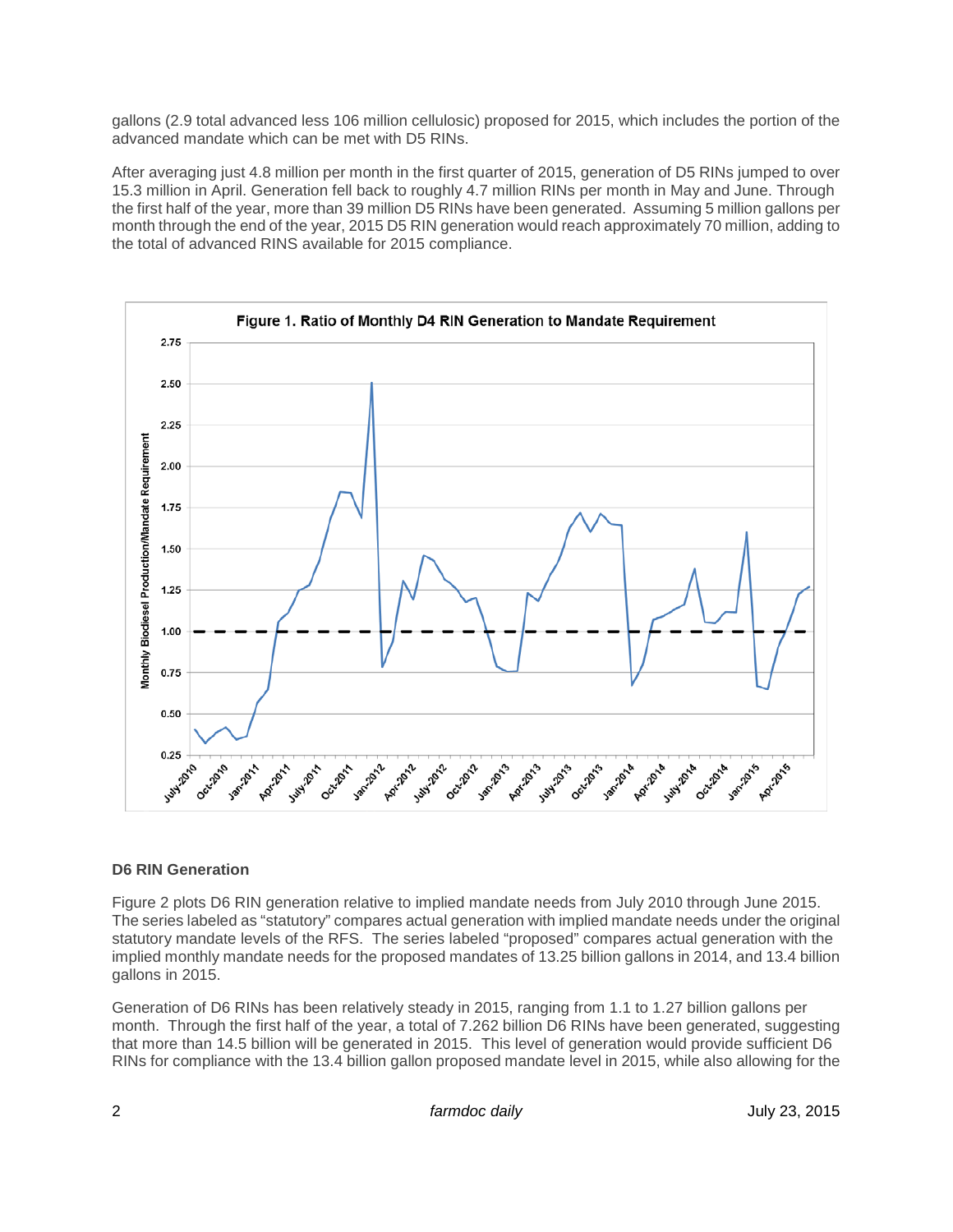gallons (2.9 total advanced less 106 million cellulosic) proposed for 2015, which includes the portion of the advanced mandate which can be met with D5 RINs.

After averaging just 4.8 million per month in the first quarter of 2015, generation of D5 RINs jumped to over 15.3 million in April. Generation fell back to roughly 4.7 million RINs per month in May and June. Through the first half of the year, more than 39 million D5 RINs have been generated. Assuming 5 million gallons per month through the end of the year, 2015 D5 RIN generation would reach approximately 70 million, adding to the total of advanced RINS available for 2015 compliance.

Figure 1. Ratio of Monthly D4 RIN Generation to Mandate Requirement

### D6 RIN Generation

Figure 2 plots D6 RIN generation relative to implied mandate needs from July 2010 through June 2015. The series labeled as “statutory” compares actual generation with implied mandate needs under the original statutory mandate levels of the RFS. The series labeled “proposed” compares actual generation with the implied monthly mandate needs for the proposed mandates of 13.25 billion gallons in 2014, and 13.4 billion gallons in 2015.

Generation of D6 RINs has been relatively steady in 2015, ranging from 1.1 to 1.27 billion gallons per month. Through the first half of the year, a total of 7.262 billion D6 RINs have been generated, suggesting that more than 14.5 billion will be generated in 2015. This level of generation would provide sufficient D6 RINs for compliance with the 13.4 billion gallon proposed mandate level in 2015, while also allowing for the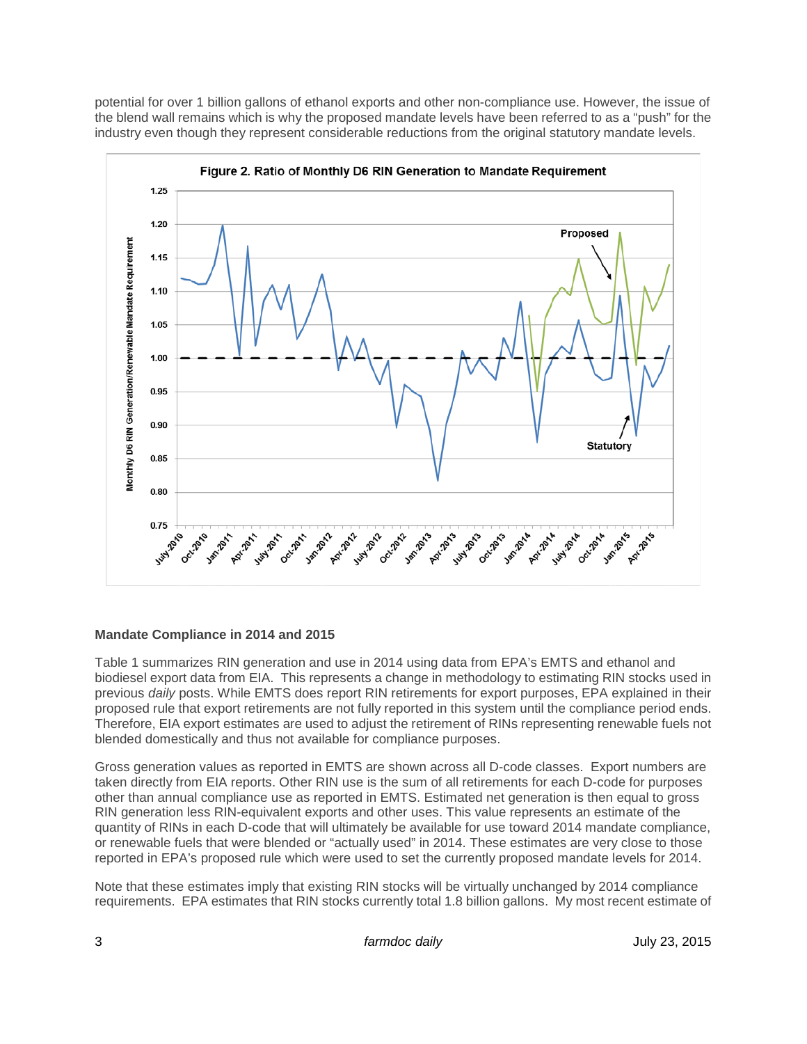potential for over 1 billion gallons of ethanol exports and other non-compliance use. However, the issue of the blend wall remains which is why the proposed mandate levels have been referred to as a "push" for the industry even though they represent considerable reductions from the original statutory mandate levels.

Figure 2. Ratio of Monthly D6 RIN Generation to Mandate Requirement

### Mandate Compliance in 2014 and 2015

Table 1 summarizes RIN generation and use in 2014 using data from EPA's EMTS and ethanol and biodiesel export data from EIA. This represents a change in methodology to estimating RIN stocks used in previous *daily* posts. While EMTS does report RIN retirements for export purposes, EPA explained in their proposed rule that export retirements are not fully reported in this system until the compliance period ends. Therefore, EIA export estimates are used to adjust the retirement of RINs representing renewable fuels not blended domestically and thus not available for compliance purposes.

Gross generation values as reported in EMTS are shown across all D-code classes. Export numbers are taken directly from EIA reports. Other RIN use is the sum of all retirements for each D-code for purposes other than annual compliance use as reported in EMTS. Estimated net generation is then equal to gross RIN generation less RIN-equivalent exports and other uses. This value represents an estimate of the quantity of RINs in each D-code that will ultimately be available for use toward 2014 mandate compliance, or renewable fuels that were blended or "actually used" in 2014. These estimates are very close to those reported in EPA's proposed rule which were used to set the currently proposed mandate levels for 2014.

Note that these estimates imply that existing RIN stocks will be virtually unchanged by 2014 compliance requirements. EPA estimates that RIN stocks currently total 1.8 billion gallons. My most recent estimate of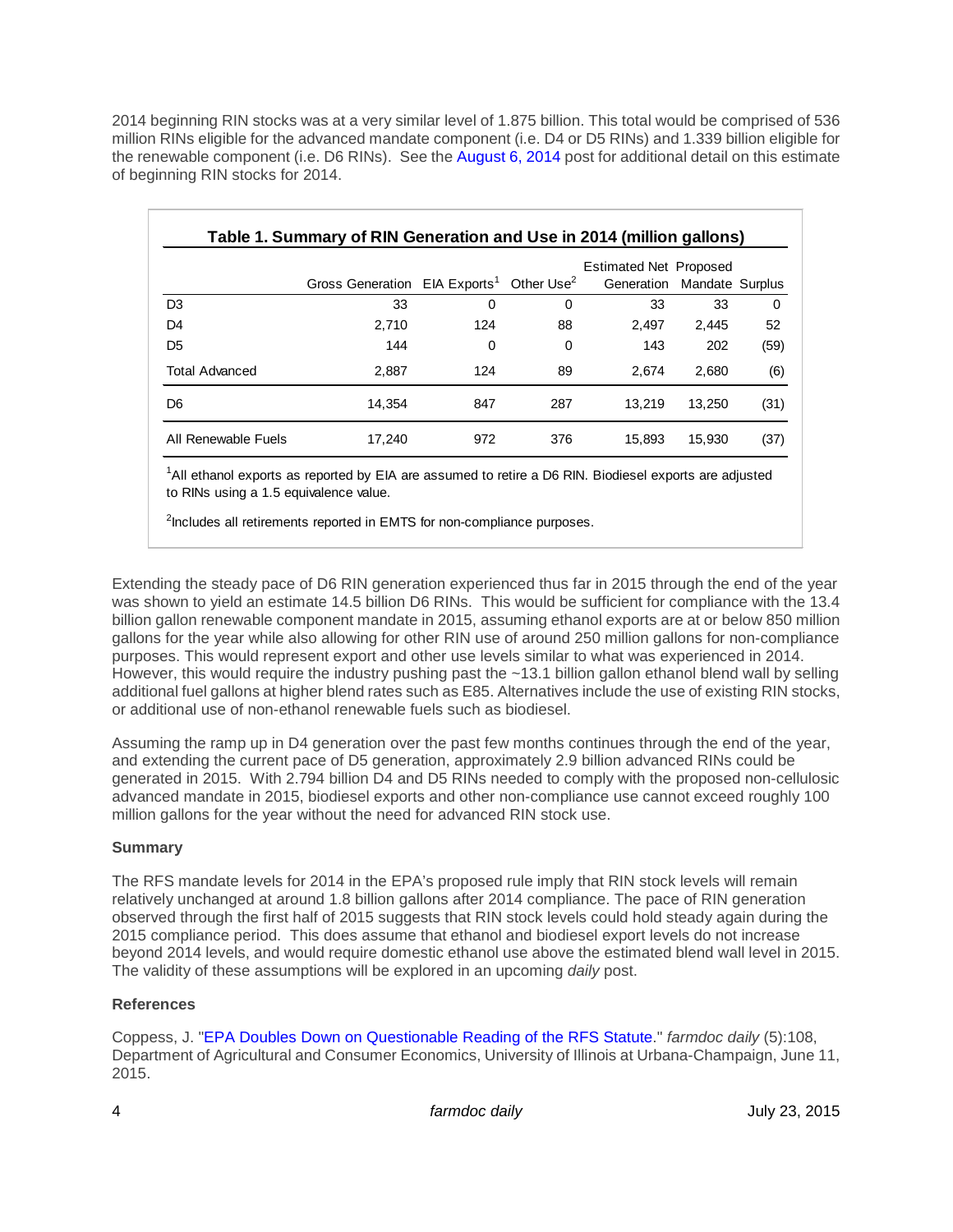2014 beginning RIN stocks was at a very similar level of 1.875 billion. This total would be comprised of 536 million RINs eligible for the advanced mandate component (i.e. D4 or D5 RINs) and 1.339 billion eligible for the renewable component (i.e. D6 RINs). See the August 6, 2014 post for additional detail on this estimate of beginning RIN stocks for 2014.

**Table 1. Summary of RIN Generation and Use in 2014 (million gallons)**

| | Gross Generation | EIA Exports[1] | Other Use[2] | Estimated Net Generation | Proposed Mandate | Surplus |
|---|---|---|---|---|---|---|
| D3 | 33 | 0 | 0 | 33 | 33 | 0 |
| D4 | 2,710 | 124 | 88 | 2,497 | 2,445 | 52 |
| D5 | 144 | 0 | 0 | 143 | 202 | (59) |
| Total Advanced | 2,887 | 124 | 89 | 2,674 | 2,680 | (6) |
| D6 | 14,354 | 847 | 287 | 13,219 | 13,250 | (31) |
| All Renewable Fuels | 17,240 | 972 | 376 | 15,893 | 15,930 | (37) |

[1]All ethanol exports as reported by EIA are assumed to retire a D6 RIN. Biodiesel exports are adjusted to RINs using a 1.5 equivalence value.

[2]Includes all retirements reported in EMTS for non-compliance purposes.

Extending the steady pace of D6 RIN generation experienced thus far in 2015 through the end of the year was shown to yield an estimate 14.5 billion D6 RINs. This would be sufficient for compliance with the 13.4 billion gallon renewable component mandate in 2015, assuming ethanol exports are at or below 850 million gallons for the year while also allowing for other RIN use of around 250 million gallons for non-compliance purposes. This would represent export and other use levels similar to what was experienced in 2014. However, this would require the industry pushing past the ~13.1 billion gallon ethanol blend wall by selling additional fuel gallons at higher blend rates such as E85. Alternatives include the use of existing RIN stocks, or additional use of non-ethanol renewable fuels such as biodiesel.

Assuming the ramp up in D4 generation over the past few months continues through the end of the year, and extending the current pace of D5 generation, approximately 2.9 billion advanced RINs could be generated in 2015. With 2.794 billion D4 and D5 RINs needed to comply with the proposed non-cellulosic advanced mandate in 2015, biodiesel exports and other non-compliance use cannot exceed roughly 100 million gallons for the year without the need for advanced RIN stock use.

**Summary**

The RFS mandate levels for 2014 in the EPA's proposed rule imply that RIN stock levels will remain relatively unchanged at around 1.8 billion gallons after 2014 compliance. The pace of RIN generation observed through the first half of 2015 suggests that RIN stock levels could hold steady again during the 2015 compliance period. This does assume that ethanol and biodiesel export levels do not increase beyond 2014 levels, and would require domestic ethanol use above the estimated blend wall level in 2015. The validity of these assumptions will be explored in an upcoming *daily* post.

**References**

Coppess, J. "EPA Doubles Down on Questionable Reading of the RFS Statute." *farmdoc daily* (5):108, Department of Agricultural and Consumer Economics, University of Illinois at Urbana-Champaign, June 11, 2015.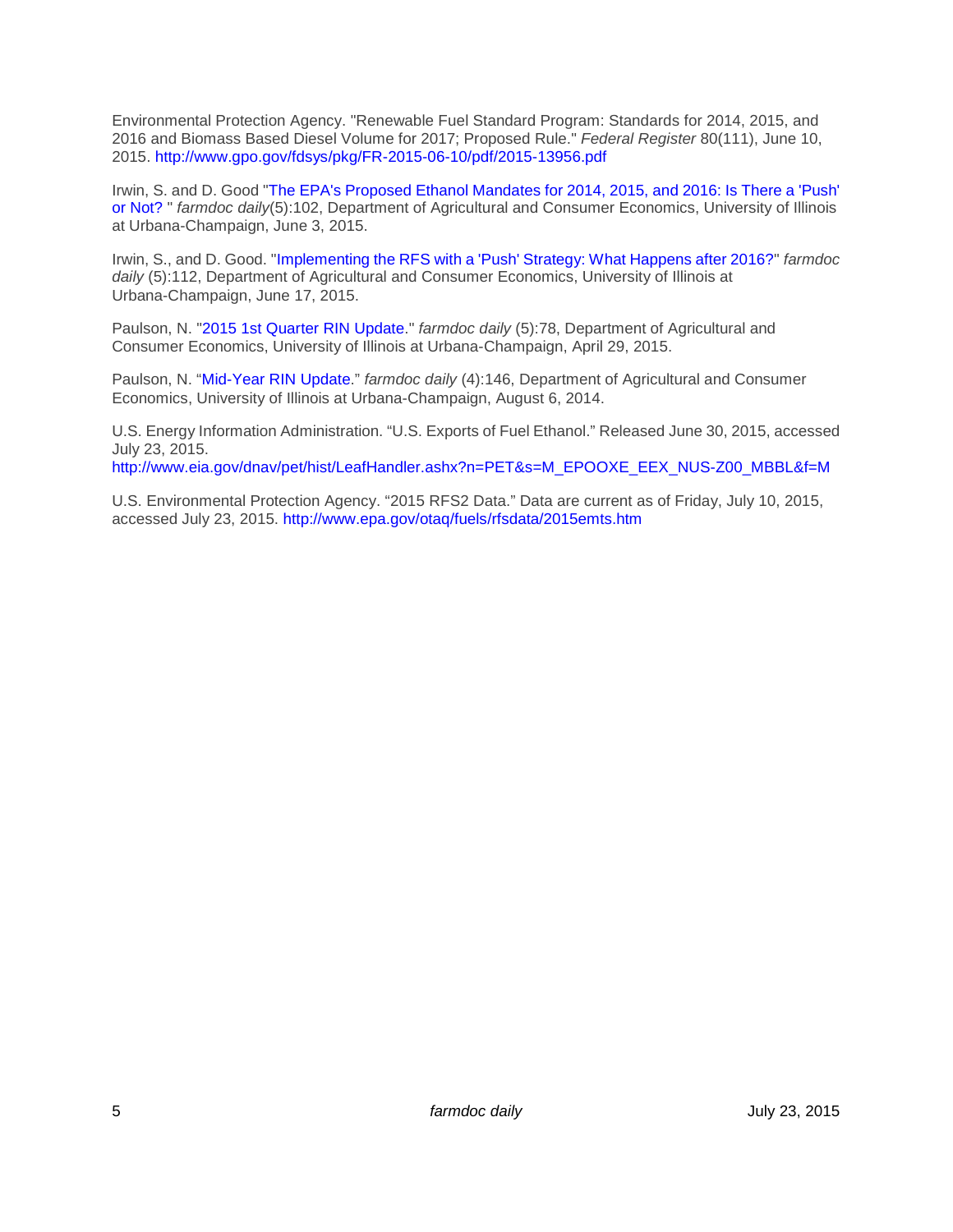Environmental Protection Agency. "Renewable Fuel Standard Program: Standards for 2014, 2015, and 2016 and Biomass Based Diesel Volume for 2017; Proposed Rule." *Federal Register* 80(111), June 10, 2015. http://www.gpo.gov/fdsys/pkg/FR-2015-06-10/pdf/2015-13956.pdf

Irwin, S. and D. Good "The EPA's Proposed Ethanol Mandates for 2014, 2015, and 2016: Is There a 'Push' or Not? " *farmdoc daily*(5):102, Department of Agricultural and Consumer Economics, University of Illinois at Urbana-Champaign, June 3, 2015.

Irwin, S., and D. Good. "Implementing the RFS with a 'Push' Strategy: What Happens after 2016?" *farmdoc daily* (5):112, Department of Agricultural and Consumer Economics, University of Illinois at Urbana-Champaign, June 17, 2015.

Paulson, N. "2015 1st Quarter RIN Update." *farmdoc daily* (5):78, Department of Agricultural and Consumer Economics, University of Illinois at Urbana-Champaign, April 29, 2015.

Paulson, N. "Mid-Year RIN Update." *farmdoc daily* (4):146, Department of Agricultural and Consumer Economics, University of Illinois at Urbana-Champaign, August 6, 2014.

U.S. Energy Information Administration. "U.S. Exports of Fuel Ethanol." Released June 30, 2015, accessed July 23, 2015.
http://www.eia.gov/dnav/pet/hist/LeafHandler.ashx?n=PET&s=M_EPOOXE_EEX_NUS-Z00_MBBL&f=M

U.S. Environmental Protection Agency. "2015 RFS2 Data." Data are current as of Friday, July 10, 2015, accessed July 23, 2015. http://www.epa.gov/otaq/fuels/rfsdata/2015emts.htm